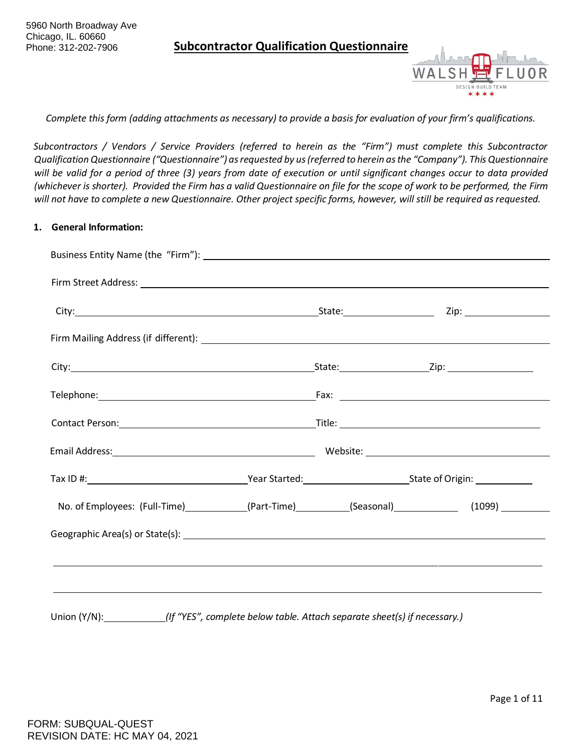5960 North Broadway Ave
Chicago, IL. 60660
Phone: 312-202-7906

# **Subcontractor Qualification Questionnaire**

*Complete this form (adding attachments as necessary) to provide a basis for evaluation of your firm's qualifications.*

*Subcontractors / Vendors / Service Providers (referred to herein as the "Firm") must complete this Subcontractor Qualification Questionnaire ("Questionnaire") as requested by us (referred to herein as the "Company"). This Questionnaire will be valid for a period of three (3) years from date of execution or until significant changes occur to data provided (whichever is shorter). Provided the Firm has a valid Questionnaire on file for the scope of work to be performed, the Firm will not have to complete a new Questionnaire. Other project specific forms, however, will still be required as requested.*

## 1. General Information:

Business Entity Name (the "Firm"): ______________________________

Firm Street Address: ______________________________

City: ______________ State: ______________ Zip: ______________

Firm Mailing Address (if different): ______________________________

City: ______________ State: ______________ Zip: ______________

Telephone: ______________ Fax: ______________

Contact Person: ______________ Title: ______________

Email Address: ______________ Website: ______________

Tax ID #: ______________ Year Started: ______________ State of Origin: ______________

No. of Employees: (Full-Time) ________ (Part-Time) ________ (Seasonal) ________ (1099) ________

Geographic Area(s) or State(s): ______________________________

______________________________

______________________________

Union (Y/N): ________ *(If "YES", complete below table. Attach separate sheet(s) if necessary.)*

FORM: SUBQUAL-QUEST
REVISION DATE: HC MAY 04, 2021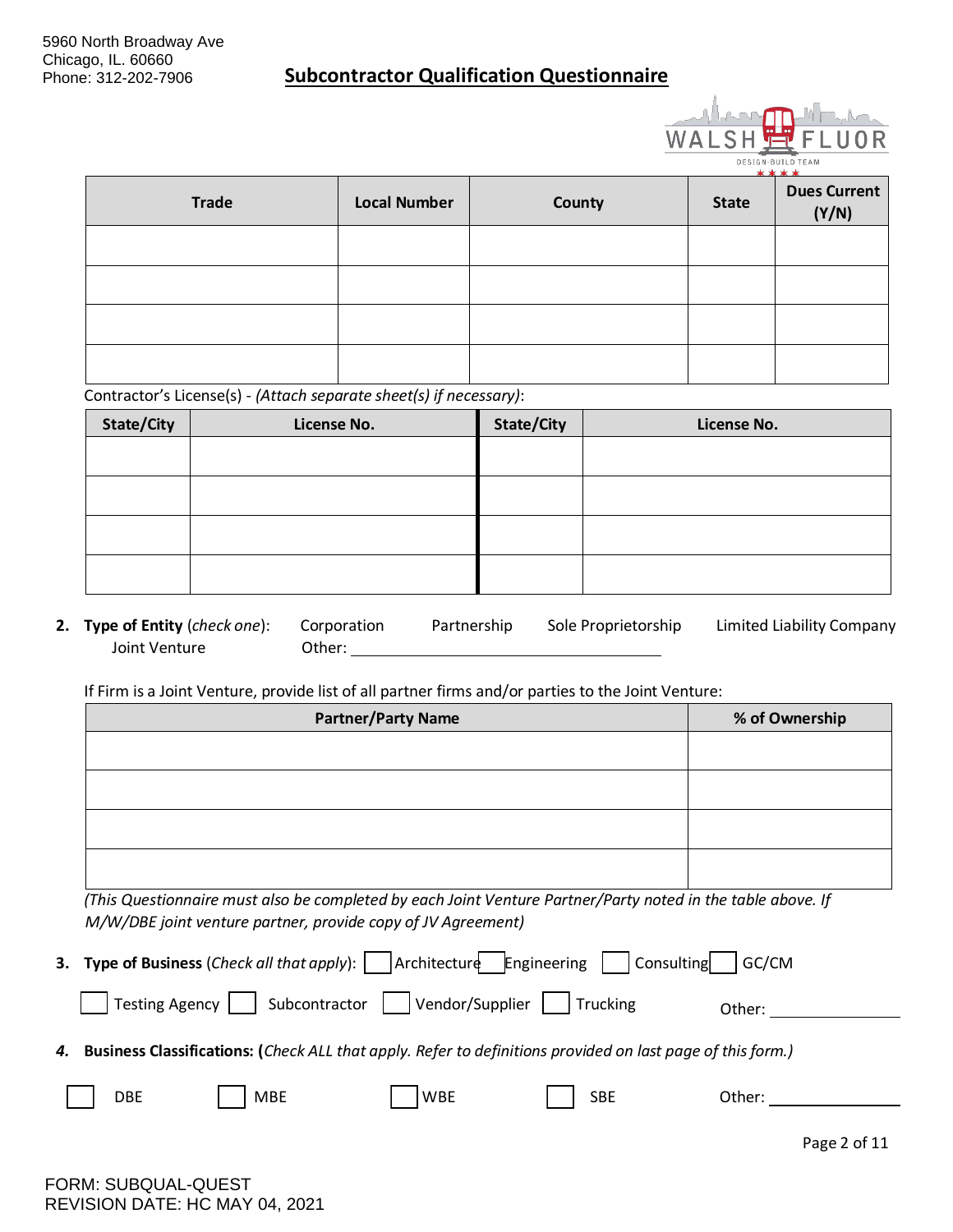5960 North Broadway Ave
Chicago, IL. 60660
Phone: 312-202-7906

## Subcontractor Qualification Questionnaire

| Trade | Local Number | County | State | Dues Current (Y/N) |
|---|---|---|---|---|
| | | | | |
| | | | | |
| | | | | |
| | | | | |

Contractor's License(s) - *(Attach separate sheet(s) if necessary)*:

| State/City | License No. | State/City | License No. |
|---|---|---|---|
| | | | |
| | | | |
| | | | |
| | | | |

**2. Type of Entity** (*check one*): Corporation Partnership Sole Proprietorship Limited Liability Company Joint Venture Other: ______________________________

If Firm is a Joint Venture, provide list of all partner firms and/or parties to the Joint Venture:

| Partner/Party Name | % of Ownership |
|---|---|
| | |
| | |
| | |
| | |

*(This Questionnaire must also be completed by each Joint Venture Partner/Party noted in the table above. If M/W/DBE joint venture partner, provide copy of JV Agreement)*

**3. Type of Business** (*Check all that apply*): ☐ Architecture ☐ Engineering ☐ Consulting ☐ GC/CM

☐ Testing Agency ☐ Subcontractor ☐ Vendor/Supplier ☐ Trucking Other: ______________

***4.* Business Classifications: (***Check ALL that apply. Refer to definitions provided on last page of this form.)*

☐ DBE ☐ MBE ☐ WBE ☐ SBE Other: ______________

FORM: SUBQUAL-QUEST
REVISION DATE: HC MAY 04, 2021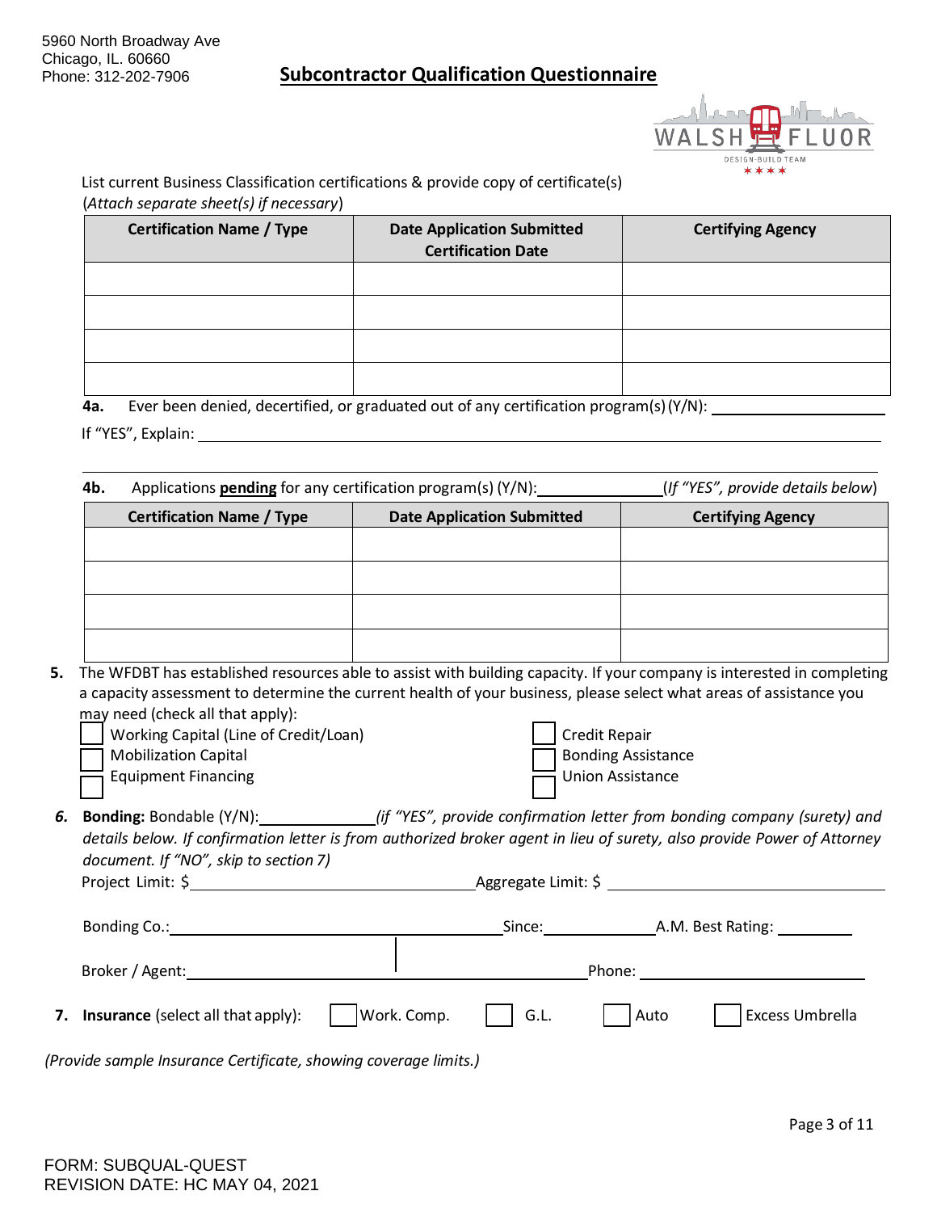5960 North Broadway Ave
Chicago, IL. 60660
Phone: 312-202-7906

# Subcontractor Qualification Questionnaire

List current Business Classification certifications & provide copy of certificate(s)
(*Attach separate sheet(s) if necessary*)

| Certification Name / Type | Date Application Submitted Certification Date | Certifying Agency |
|---|---|---|
| | | |
| | | |
| | | |
| | | |

**4a.** Ever been denied, decertified, or graduated out of any certification program(s) (Y/N): ____________

If "YES", Explain: ____________________________________________

____________________________________________

**4b.** Applications **pending** for any certification program(s) (Y/N): ____________ (*If "YES", provide details below*)

| Certification Name / Type | Date Application Submitted | Certifying Agency |
|---|---|---|
| | | |
| | | |
| | | |
| | | |

**5.** The WFDBT has established resources able to assist with building capacity. If your company is interested in completing a capacity assessment to determine the current health of your business, please select what areas of assistance you may need (check all that apply):

- ☐ Working Capital (Line of Credit/Loan)
- ☐ Mobilization Capital
- ☐ Equipment Financing
- ☐ Credit Repair
- ☐ Bonding Assistance
- ☐ Union Assistance

***6.* Bonding:** Bondable (Y/N): ____________ *(if "YES", provide confirmation letter from bonding company (surety) and details below. If confirmation letter is from authorized broker agent in lieu of surety, also provide Power of Attorney document. If "NO", skip to section 7)*

Project Limit: $ ____________ Aggregate Limit: $ ____________

Bonding Co.: ____________ Since: ____________ A.M. Best Rating: ____________

Broker / Agent: ____________ Phone: ____________

**7. Insurance** (select all that apply): ☐ Work. Comp. ☐ G.L. ☐ Auto ☐ Excess Umbrella

*(Provide sample Insurance Certificate, showing coverage limits.)*

FORM: SUBQUAL-QUEST
REVISION DATE: HC MAY 04, 2021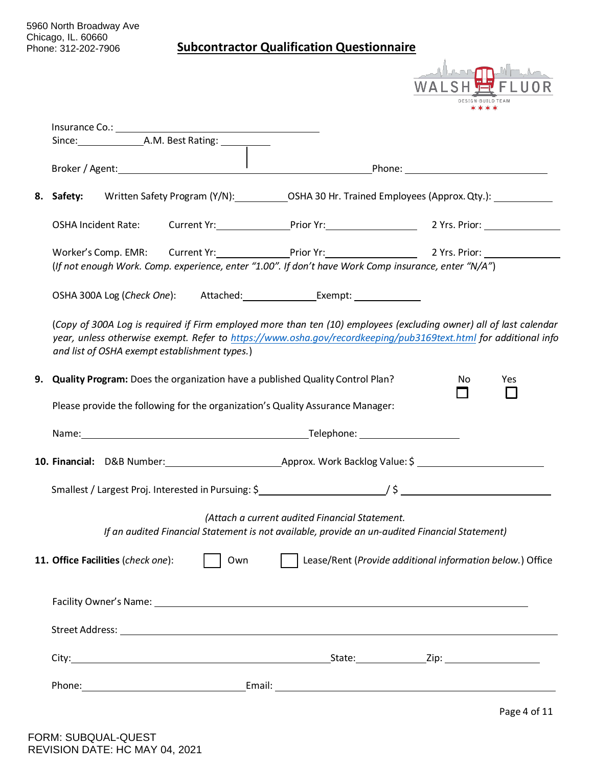5960 North Broadway Ave
Chicago, IL. 60660
Phone: 312-202-7906

# Subcontractor Qualification Questionnaire

Insurance Co.: ______________________________
Since: ____________ A.M. Best Rating: __________

Broker / Agent: ______________________________ Phone: ______________________

**8. Safety:** Written Safety Program (Y/N): __________ OSHA 30 Hr. Trained Employees (Approx. Qty.): __________

OSHA Incident Rate: Current Yr: ____________ Prior Yr: ______________ 2 Yrs. Prior: ____________

Worker's Comp. EMR: Current Yr: ____________ Prior Yr: ______________ 2 Yrs. Prior: ____________

(*If not enough Work. Comp. experience, enter "1.00". If don't have Work Comp insurance, enter "N/A"*)

OSHA 300A Log (*Check One*): Attached: ____________ Exempt: ____________

(*Copy of 300A Log is required if Firm employed more than ten (10) employees (excluding owner) all of last calendar year, unless otherwise exempt. Refer to https://www.osha.gov/recordkeeping/pub3169text.html for additional info and list of OSHA exempt establishment types.*)

**9. Quality Program:** Does the organization have a published Quality Control Plan? ☐ No ☐ Yes

Please provide the following for the organization's Quality Assurance Manager:

Name: ______________________________ Telephone: ____________________

**10. Financial:** D&B Number: ____________________ Approx. Work Backlog Value: $ ____________________

Smallest / Largest Proj. Interested in Pursuing: $ ____________________ / $ ____________________

*(Attach a current audited Financial Statement.*
*If an audited Financial Statement is not available, provide an un-audited Financial Statement)*

**11. Office Facilities** (*check one*): ☐ Own ☐ Lease/Rent (*Provide additional information below.*) Office

Facility Owner's Name: ______________________________________________

Street Address: ______________________________________________

City: ______________________________ State: ____________ Zip: ____________

Phone: ____________________ Email: ______________________________

FORM: SUBQUAL-QUEST
REVISION DATE: HC MAY 04, 2021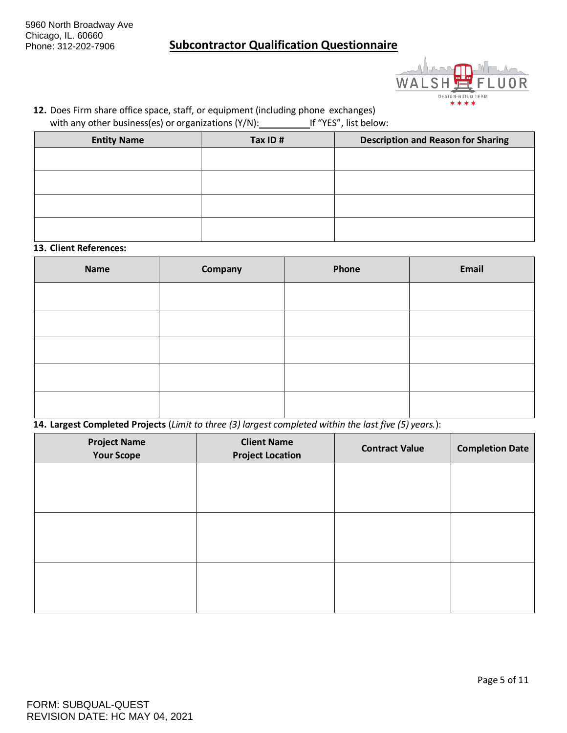5960 North Broadway Ave
Chicago, IL. 60660
Phone: 312-202-7906

# Subcontractor Qualification Questionnaire

**12.** Does Firm share office space, staff, or equipment (including phone exchanges) with any other business(es) or organizations (Y/N):__________ If "YES", list below:

| Entity Name | Tax ID # | Description and Reason for Sharing |
|---|---|---|
| | | |
| | | |
| | | |
| | | |

**13. Client References:**

| Name | Company | Phone | Email |
|---|---|---|---|
| | | | |
| | | | |
| | | | |
| | | | |
| | | | |

**14. Largest Completed Projects** (*Limit to three (3) largest completed within the last five (5) years.*):

| Project Name<br>Your Scope | Client Name<br>Project Location | Contract Value | Completion Date |
|---|---|---|---|
| | | | |
| | | | |
| | | | |

FORM: SUBQUAL-QUEST
REVISION DATE: HC MAY 04, 2021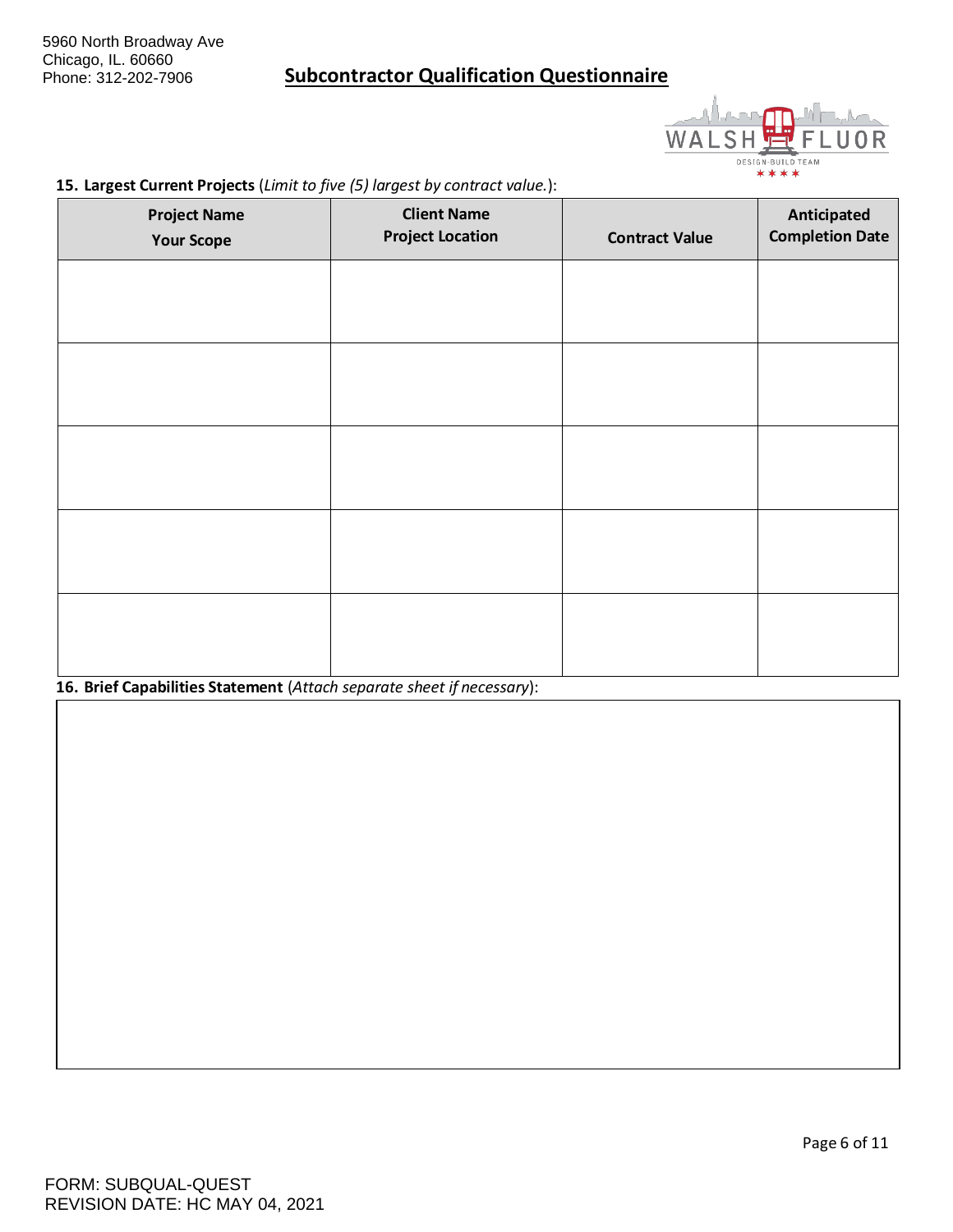5960 North Broadway Ave
Chicago, IL. 60660
Phone: 312-202-7906

# Subcontractor Qualification Questionnaire

**15. Largest Current Projects** (*Limit to five (5) largest by contract value.*):

| Project Name<br>Your Scope | Client Name<br>Project Location | Contract Value | Anticipated Completion Date |
|---|---|---|---|
| | | | |
| | | | |
| | | | |
| | | | |
| | | | |

**16. Brief Capabilities Statement** (*Attach separate sheet if necessary*):

FORM: SUBQUAL-QUEST
REVISION DATE: HC MAY 04, 2021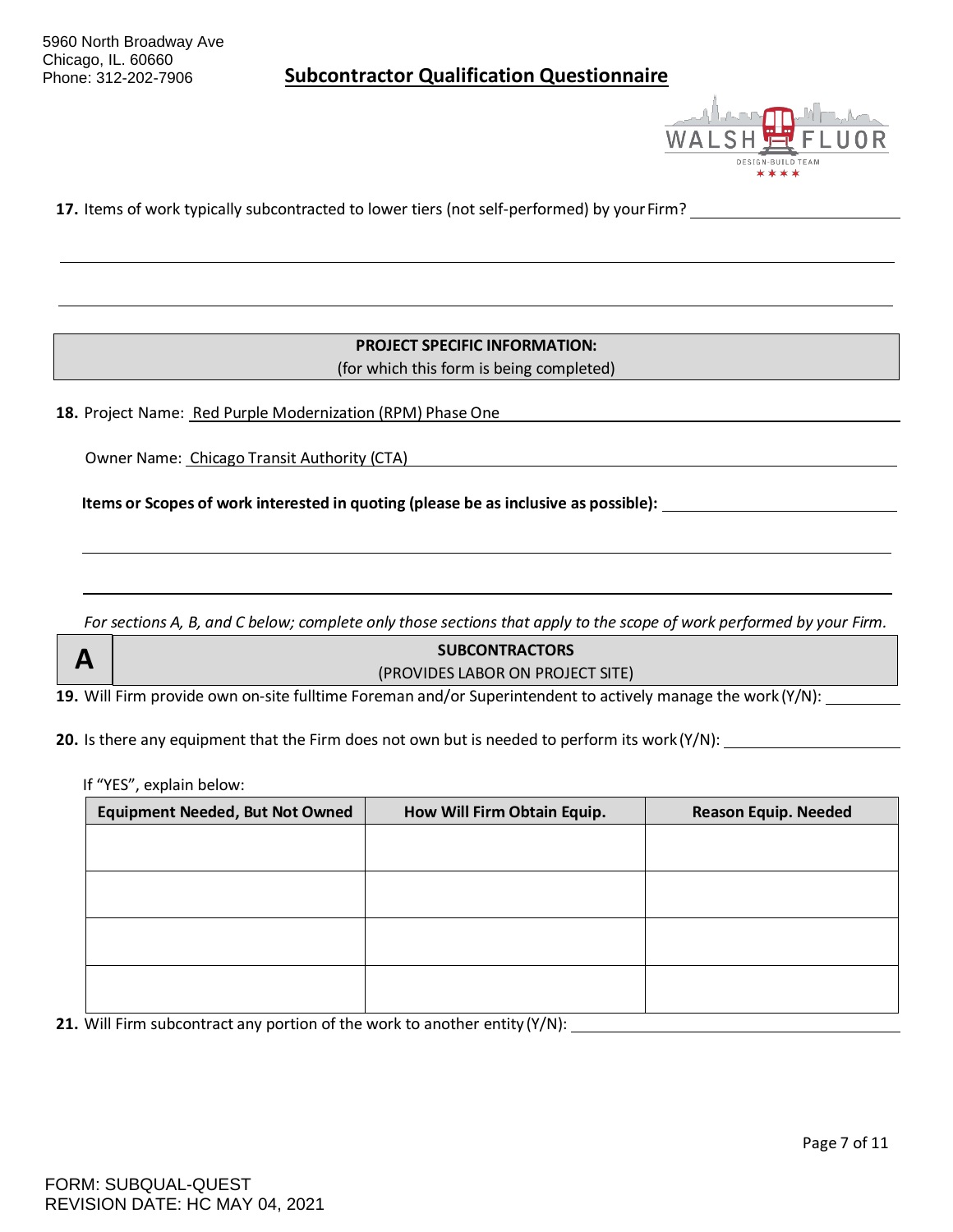5960 North Broadway Ave
Chicago, IL. 60660
Phone: 312-202-7906

## Subcontractor Qualification Questionnaire

**17.** Items of work typically subcontracted to lower tiers (not self-performed) by your Firm? ____________________

______________________________________________________________________

______________________________________________________________________

**PROJECT SPECIFIC INFORMATION:**
(for which this form is being completed)

**18.** Project Name: Red Purple Modernization (RPM) Phase One

Owner Name: Chicago Transit Authority (CTA)

**Items or Scopes of work interested in quoting (please be as inclusive as possible):** ____________________

______________________________________________________________________

______________________________________________________________________

*For sections A, B, and C below; complete only those sections that apply to the scope of work performed by your Firm.*

### A — SUBCONTRACTORS
(PROVIDES LABOR ON PROJECT SITE)

**19.** Will Firm provide own on-site fulltime Foreman and/or Superintendent to actively manage the work (Y/N): __________

**20.** Is there any equipment that the Firm does not own but is needed to perform its work (Y/N): ____________________

If "YES", explain below:

| Equipment Needed, But Not Owned | How Will Firm Obtain Equip. | Reason Equip. Needed |
|---|---|---|
| | | |
| | | |
| | | |
| | | |

**21.** Will Firm subcontract any portion of the work to another entity (Y/N): ____________________

FORM: SUBQUAL-QUEST
REVISION DATE: HC MAY 04, 2021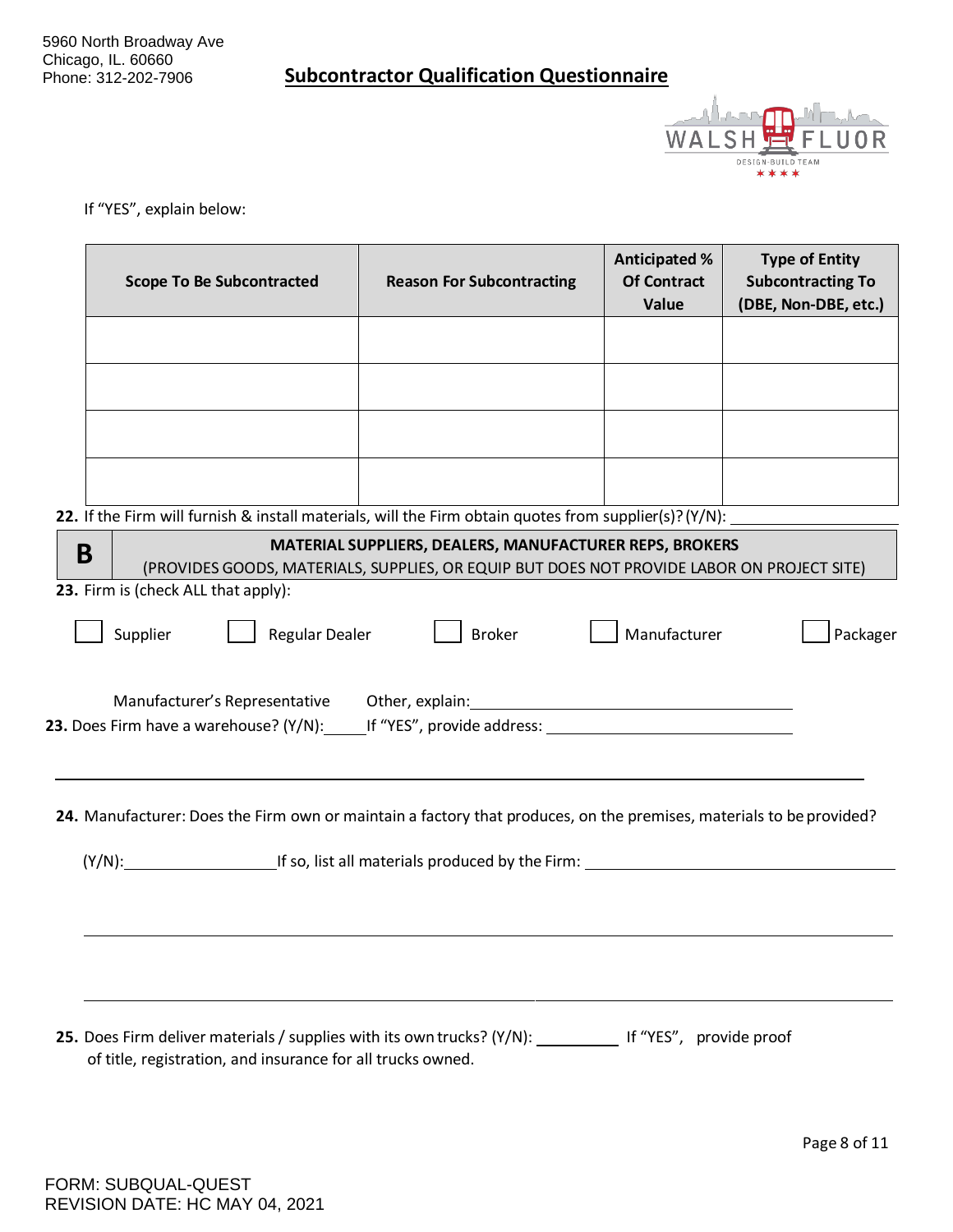If "YES", explain below:

| Scope To Be Subcontracted | Reason For Subcontracting | Anticipated % Of Contract Value | Type of Entity Subcontracting To (DBE, Non-DBE, etc.) |
|---|---|---|---|
| | | | |
| | | | |
| | | | |
| | | | |

**22.** If the Firm will furnish & install materials, will the Firm obtain quotes from supplier(s)? (Y/N): ______________

## B — MATERIAL SUPPLIERS, DEALERS, MANUFACTURER REPS, BROKERS

(PROVIDES GOODS, MATERIALS, SUPPLIES, OR EQUIP BUT DOES NOT PROVIDE LABOR ON PROJECT SITE)

**23.** Firm is (check ALL that apply):

☐ Supplier ☐ Regular Dealer ☐ Broker ☐ Manufacturer ☐ Packager

Manufacturer's Representative Other, explain: ______________________________

**23.** Does Firm have a warehouse? (Y/N): _____ If "YES", provide address: ______________________________

______________________________________________________________________________

**24.** Manufacturer: Does the Firm own or maintain a factory that produces, on the premises, materials to be provided?

(Y/N): ______________ If so, list all materials produced by the Firm: ______________________________

______________________________________________________________________________

______________________________________________________________________________

**25.** Does Firm deliver materials / supplies with its own trucks? (Y/N): __________ If "YES", provide proof of title, registration, and insurance for all trucks owned.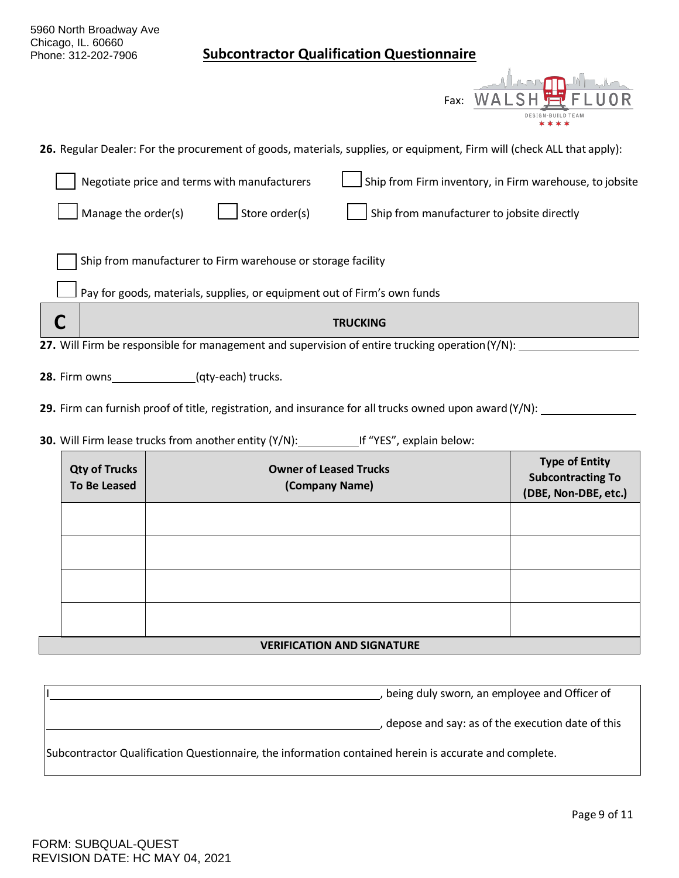5960 North Broadway Ave
Chicago, IL. 60660
Phone: 312-202-7906

## Subcontractor Qualification Questionnaire

Fax:

**26.** Regular Dealer: For the procurement of goods, materials, supplies, or equipment, Firm will (check ALL that apply):

- ☐ Negotiate price and terms with manufacturers
- ☐ Ship from Firm inventory, in Firm warehouse, to jobsite
- ☐ Manage the order(s)
- ☐ Store order(s)
- ☐ Ship from manufacturer to jobsite directly
- ☐ Ship from manufacturer to Firm warehouse or storage facility
- ☐ Pay for goods, materials, supplies, or equipment out of Firm's own funds

| C | TRUCKING |
|---|---|

**27.** Will Firm be responsible for management and supervision of entire trucking operation (Y/N): ____________________

**28.** Firm owns______________(qty-each) trucks.

**29.** Firm can furnish proof of title, registration, and insurance for all trucks owned upon award (Y/N): ______________

**30.** Will Firm lease trucks from another entity (Y/N):__________ If "YES", explain below:

| Qty of Trucks To Be Leased | Owner of Leased Trucks (Company Name) | Type of Entity Subcontracting To (DBE, Non-DBE, etc.) |
|---|---|---|
| | | |
| | | |
| | | |
| | | |

**VERIFICATION AND SIGNATURE**

I____________________________________________, being duly sworn, an employee and Officer of

_____________________________________________, depose and say: as of the execution date of this

Subcontractor Qualification Questionnaire, the information contained herein is accurate and complete.

FORM: SUBQUAL-QUEST
REVISION DATE: HC MAY 04, 2021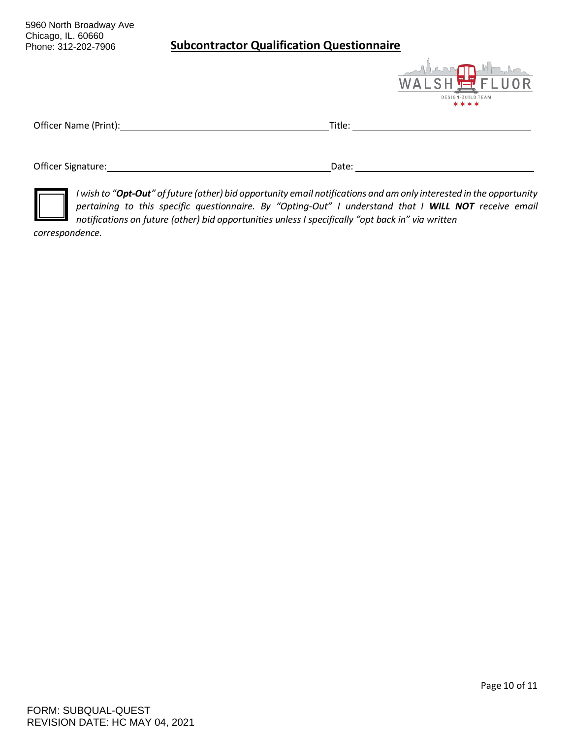5960 North Broadway Ave
Chicago, IL. 60660
Phone: 312-202-7906

# Subcontractor Qualification Questionnaire

Officer Name (Print): \_\_\_\_\_\_\_\_\_\_\_\_\_\_\_\_\_\_\_\_\_\_\_\_\_\_\_\_\_\_ Title: \_\_\_\_\_\_\_\_\_\_\_\_\_\_\_\_\_\_\_\_\_\_\_\_\_\_\_\_\_\_

Officer Signature: \_\_\_\_\_\_\_\_\_\_\_\_\_\_\_\_\_\_\_\_\_\_\_\_\_\_\_\_\_\_ Date: \_\_\_\_\_\_\_\_\_\_\_\_\_\_\_\_\_\_\_\_\_\_\_\_\_\_\_\_\_\_

☐ *I wish to "**Opt-Out**" of future (other) bid opportunity email notifications and am only interested in the opportunity pertaining to this specific questionnaire. By "Opting-Out" I understand that I **WILL NOT** receive email notifications on future (other) bid opportunities unless I specifically "opt back in" via written correspondence.*

FORM: SUBQUAL-QUEST
REVISION DATE: HC MAY 04, 2021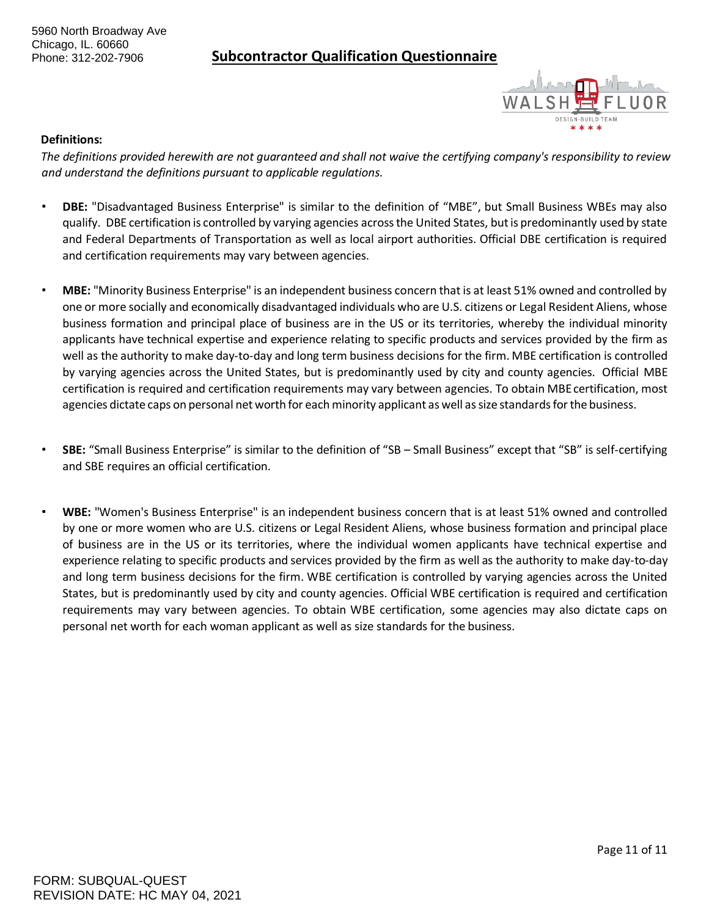5960 North Broadway Ave
Chicago, IL. 60660
Phone: 312-202-7906

# Subcontractor Qualification Questionnaire

**Definitions:**

*The definitions provided herewith are not guaranteed and shall not waive the certifying company's responsibility to review and understand the definitions pursuant to applicable regulations.*

- **DBE:** "Disadvantaged Business Enterprise" is similar to the definition of "MBE", but Small Business WBEs may also qualify. DBE certification is controlled by varying agencies across the United States, but is predominantly used by state and Federal Departments of Transportation as well as local airport authorities. Official DBE certification is required and certification requirements may vary between agencies.

- **MBE:** "Minority Business Enterprise" is an independent business concern that is at least 51% owned and controlled by one or more socially and economically disadvantaged individuals who are U.S. citizens or Legal Resident Aliens, whose business formation and principal place of business are in the US or its territories, whereby the individual minority applicants have technical expertise and experience relating to specific products and services provided by the firm as well as the authority to make day-to-day and long term business decisions for the firm. MBE certification is controlled by varying agencies across the United States, but is predominantly used by city and county agencies. Official MBE certification is required and certification requirements may vary between agencies. To obtain MBE certification, most agencies dictate caps on personal net worth for each minority applicant as well as size standards for the business.

- **SBE:** "Small Business Enterprise" is similar to the definition of "SB – Small Business" except that "SB" is self-certifying and SBE requires an official certification.

- **WBE:** "Women's Business Enterprise" is an independent business concern that is at least 51% owned and controlled by one or more women who are U.S. citizens or Legal Resident Aliens, whose business formation and principal place of business are in the US or its territories, where the individual women applicants have technical expertise and experience relating to specific products and services provided by the firm as well as the authority to make day-to-day and long term business decisions for the firm. WBE certification is controlled by varying agencies across the United States, but is predominantly used by city and county agencies. Official WBE certification is required and certification requirements may vary between agencies. To obtain WBE certification, some agencies may also dictate caps on personal net worth for each woman applicant as well as size standards for the business.

FORM: SUBQUAL-QUEST
REVISION DATE: HC MAY 04, 2021